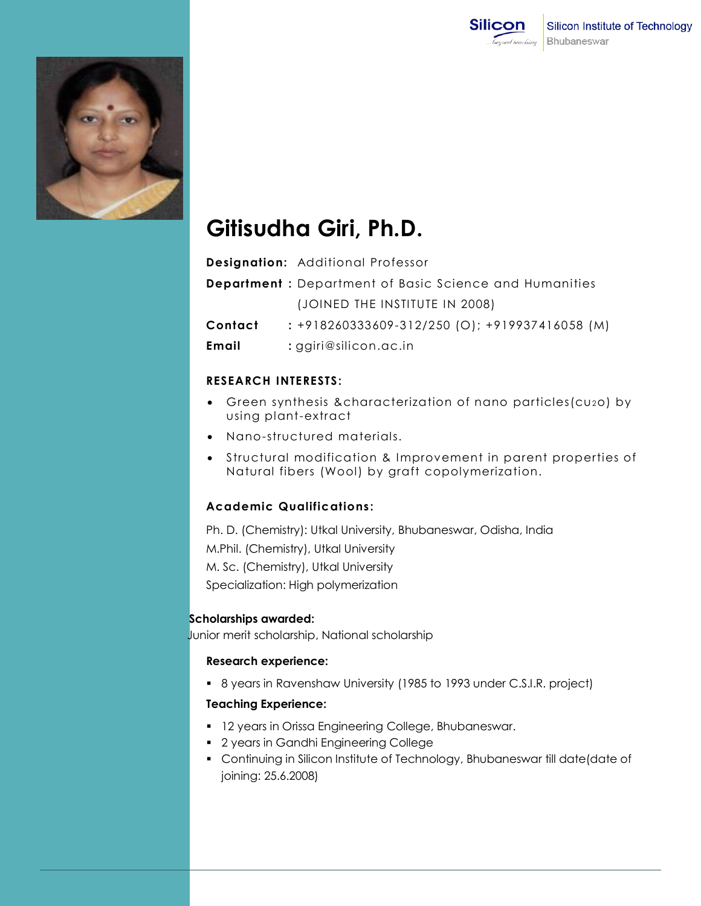Silicon Institute of Technology
Bhubaneswar

# Gitisudha Giri, Ph.D.

**Designation:** Additional Professor

**Department :** Department of Basic Science and Humanities
(JOINED THE INSTITUTE IN 2008)

**Contact** : +918260333609-312/250 (O); +919937416058 (M)

**Email** : ggiri@silicon.ac.in

### RESEARCH INTERESTS:

- Green synthesis &characterization of nano particles($Cu_2O$) by using plant-extract
- Nano-structured materials.
- Structural modification & Improvement in parent properties of Natural fibers (Wool) by graft copolymerization.

### Academic Qualifications:

Ph. D. (Chemistry): Utkal University, Bhubaneswar, Odisha, India
M.Phil. (Chemistry), Utkal University
M. Sc. (Chemistry), Utkal University
Specialization: High polymerization

**Scholarships awarded:**
Junior merit scholarship, National scholarship

**Research experience:**

- 8 years in Ravenshaw University (1985 to 1993 under C.S.I.R. project)

**Teaching Experience:**

- 12 years in Orissa Engineering College, Bhubaneswar.
- 2 years in Gandhi Engineering College
- Continuing in Silicon Institute of Technology, Bhubaneswar till date(date of joining: 25.6.2008)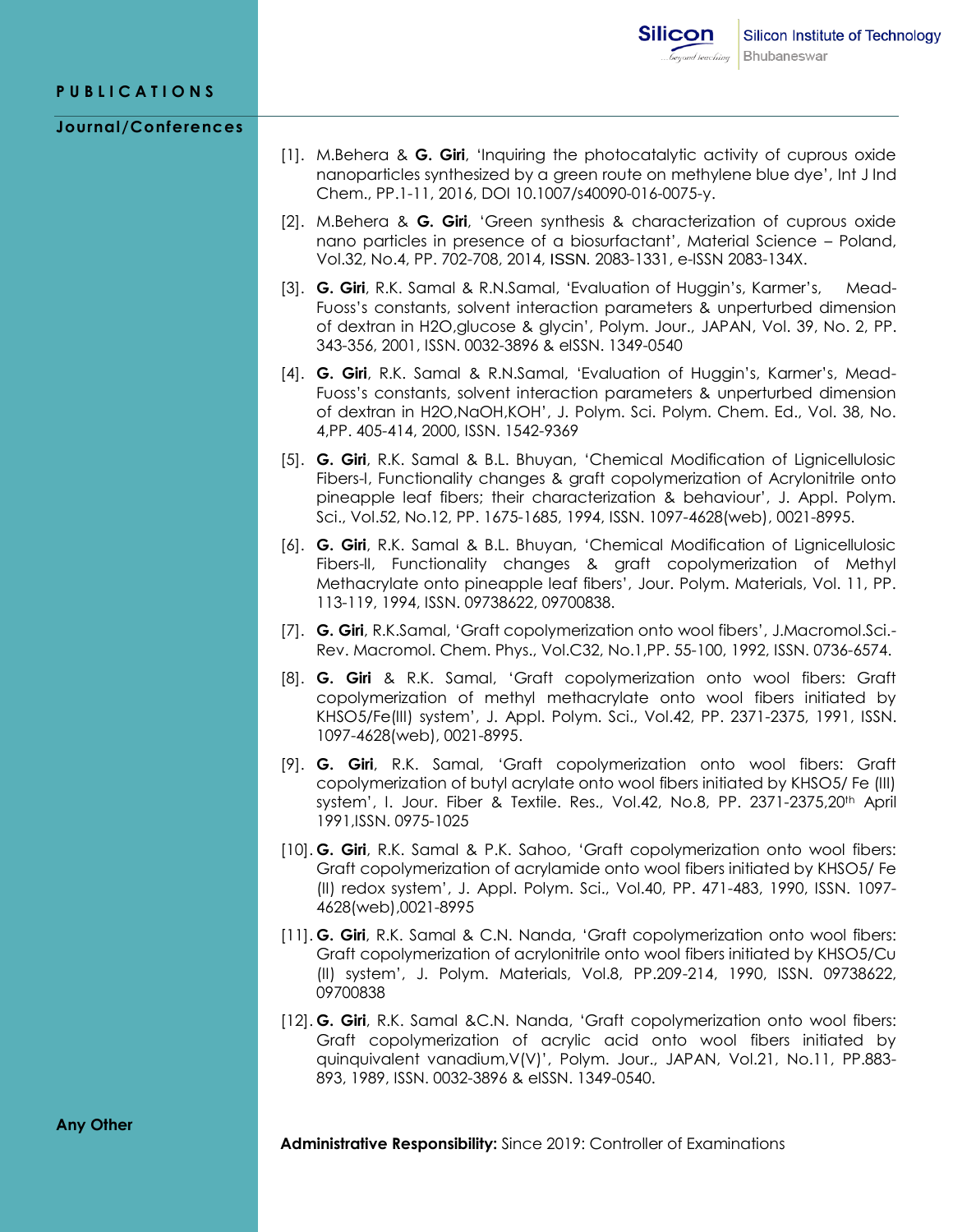## PUBLICATIONS

### Journal/Conferences

[1]. M.Behera & **G. Giri**, 'Inquiring the photocatalytic activity of cuprous oxide nanoparticles synthesized by a green route on methylene blue dye', Int J Ind Chem., PP.1-11, 2016, DOI 10.1007/s40090-016-0075-y.

[2]. M.Behera & **G. Giri**, 'Green synthesis & characterization of cuprous oxide nano particles in presence of a biosurfactant', Material Science – Poland, Vol.32, No.4, PP. 702-708, 2014, ISSN. 2083-1331, e-ISSN 2083-134X.

[3]. **G. Giri**, R.K. Samal & R.N.Samal, 'Evaluation of Huggin's, Karmer's, Mead-Fuoss's constants, solvent interaction parameters & unperturbed dimension of dextran in H2O,glucose & glycin', Polym. Jour., JAPAN, Vol. 39, No. 2, PP. 343-356, 2001, ISSN. 0032-3896 & eISSN. 1349-0540

[4]. **G. Giri**, R.K. Samal & R.N.Samal, 'Evaluation of Huggin's, Karmer's, Mead-Fuoss's constants, solvent interaction parameters & unperturbed dimension of dextran in H2O,NaOH,KOH', J. Polym. Sci. Polym. Chem. Ed., Vol. 38, No. 4,PP. 405-414, 2000, ISSN. 1542-9369

[5]. **G. Giri**, R.K. Samal & B.L. Bhuyan, 'Chemical Modification of Lignicellulosic Fibers-I, Functionality changes & graft copolymerization of Acrylonitrile onto pineapple leaf fibers; their characterization & behaviour', J. Appl. Polym. Sci., Vol.52, No.12, PP. 1675-1685, 1994, ISSN. 1097-4628(web), 0021-8995.

[6]. **G. Giri**, R.K. Samal & B.L. Bhuyan, 'Chemical Modification of Lignicellulosic Fibers-II, Functionality changes & graft copolymerization of Methyl Methacrylate onto pineapple leaf fibers', Jour. Polym. Materials, Vol. 11, PP. 113-119, 1994, ISSN. 09738622, 09700838.

[7]. **G. Giri**, R.K.Samal, 'Graft copolymerization onto wool fibers', J.Macromol.Sci.-Rev. Macromol. Chem. Phys., Vol.C32, No.1,PP. 55-100, 1992, ISSN. 0736-6574.

[8]. **G. Giri** & R.K. Samal, 'Graft copolymerization onto wool fibers: Graft copolymerization of methyl methacrylate onto wool fibers initiated by KHSO5/Fe(III) system', J. Appl. Polym. Sci., Vol.42, PP. 2371-2375, 1991, ISSN. 1097-4628(web), 0021-8995.

[9]. **G. Giri**, R.K. Samal, 'Graft copolymerization onto wool fibers: Graft copolymerization of butyl acrylate onto wool fibers initiated by KHSO5/ Fe (III) system', I. Jour. Fiber & Textile. Res., Vol.42, No.8, PP. 2371-2375,20th April 1991,ISSN. 0975-1025

[10]. **G. Giri**, R.K. Samal & P.K. Sahoo, 'Graft copolymerization onto wool fibers: Graft copolymerization of acrylamide onto wool fibers initiated by KHSO5/ Fe (II) redox system', J. Appl. Polym. Sci., Vol.40, PP. 471-483, 1990, ISSN. 1097-4628(web),0021-8995

[11]. **G. Giri**, R.K. Samal & C.N. Nanda, 'Graft copolymerization onto wool fibers: Graft copolymerization of acrylonitrile onto wool fibers initiated by KHSO5/Cu (II) system', J. Polym. Materials, Vol.8, PP.209-214, 1990, ISSN. 09738622, 09700838

[12]. **G. Giri**, R.K. Samal &C.N. Nanda, 'Graft copolymerization onto wool fibers: Graft copolymerization of acrylic acid onto wool fibers initiated by quinquivalent vanadium,V(V)', Polym. Jour., JAPAN, Vol.21, No.11, PP.883-893, 1989, ISSN. 0032-3896 & eISSN. 1349-0540.

### Any Other

**Administrative Responsibility:** Since 2019: Controller of Examinations